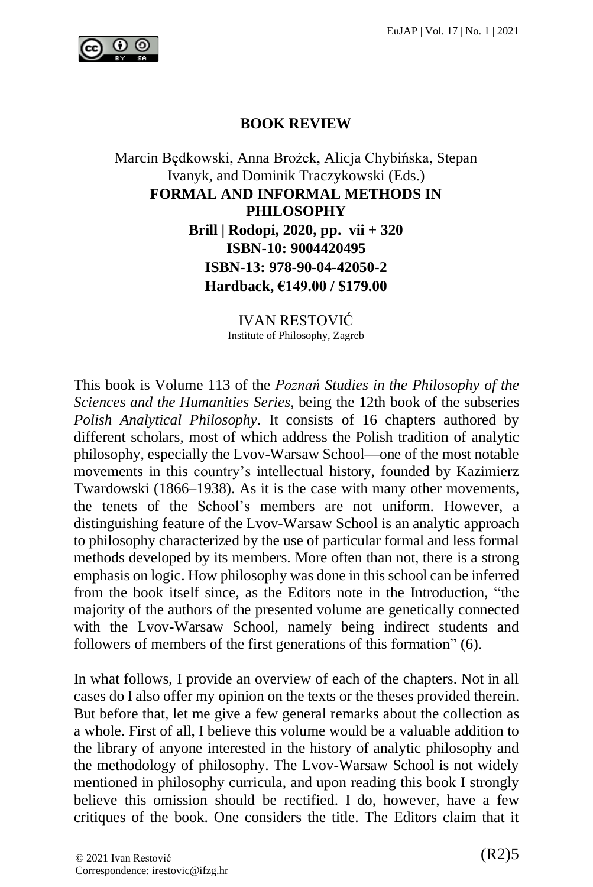## BOOK REVIEW

Marcin Będkowski, Anna Brożek, Alicja Chybińska, Stepan Ivanyk, and Dominik Traczykowski (Eds.)

**FORMAL AND INFORMAL METHODS IN PHILOSOPHY**

**Brill | Rodopi, 2020, pp. vii + 320**

**ISBN-10: 9004420495**

**ISBN-13: 978-90-04-42050-2**

**Hardback, €149.00 / $179.00**

IVAN RESTOVIĆ
Institute of Philosophy, Zagreb

This book is Volume 113 of the *Poznań Studies in the Philosophy of the Sciences and the Humanities Series*, being the 12th book of the subseries *Polish Analytical Philosophy*. It consists of 16 chapters authored by different scholars, most of which address the Polish tradition of analytic philosophy, especially the Lvov-Warsaw School—one of the most notable movements in this country's intellectual history, founded by Kazimierz Twardowski (1866–1938). As it is the case with many other movements, the tenets of the School's members are not uniform. However, a distinguishing feature of the Lvov-Warsaw School is an analytic approach to philosophy characterized by the use of particular formal and less formal methods developed by its members. More often than not, there is a strong emphasis on logic. How philosophy was done in this school can be inferred from the book itself since, as the Editors note in the Introduction, "the majority of the authors of the presented volume are genetically connected with the Lvov-Warsaw School, namely being indirect students and followers of members of the first generations of this formation" (6).

In what follows, I provide an overview of each of the chapters. Not in all cases do I also offer my opinion on the texts or the theses provided therein. But before that, let me give a few general remarks about the collection as a whole. First of all, I believe this volume would be a valuable addition to the library of anyone interested in the history of analytic philosophy and the methodology of philosophy. The Lvov-Warsaw School is not widely mentioned in philosophy curricula, and upon reading this book I strongly believe this omission should be rectified. I do, however, have a few critiques of the book. One considers the title. The Editors claim that it

© 2021 Ivan Restović
Correspondence: irestovic@ifzg.hr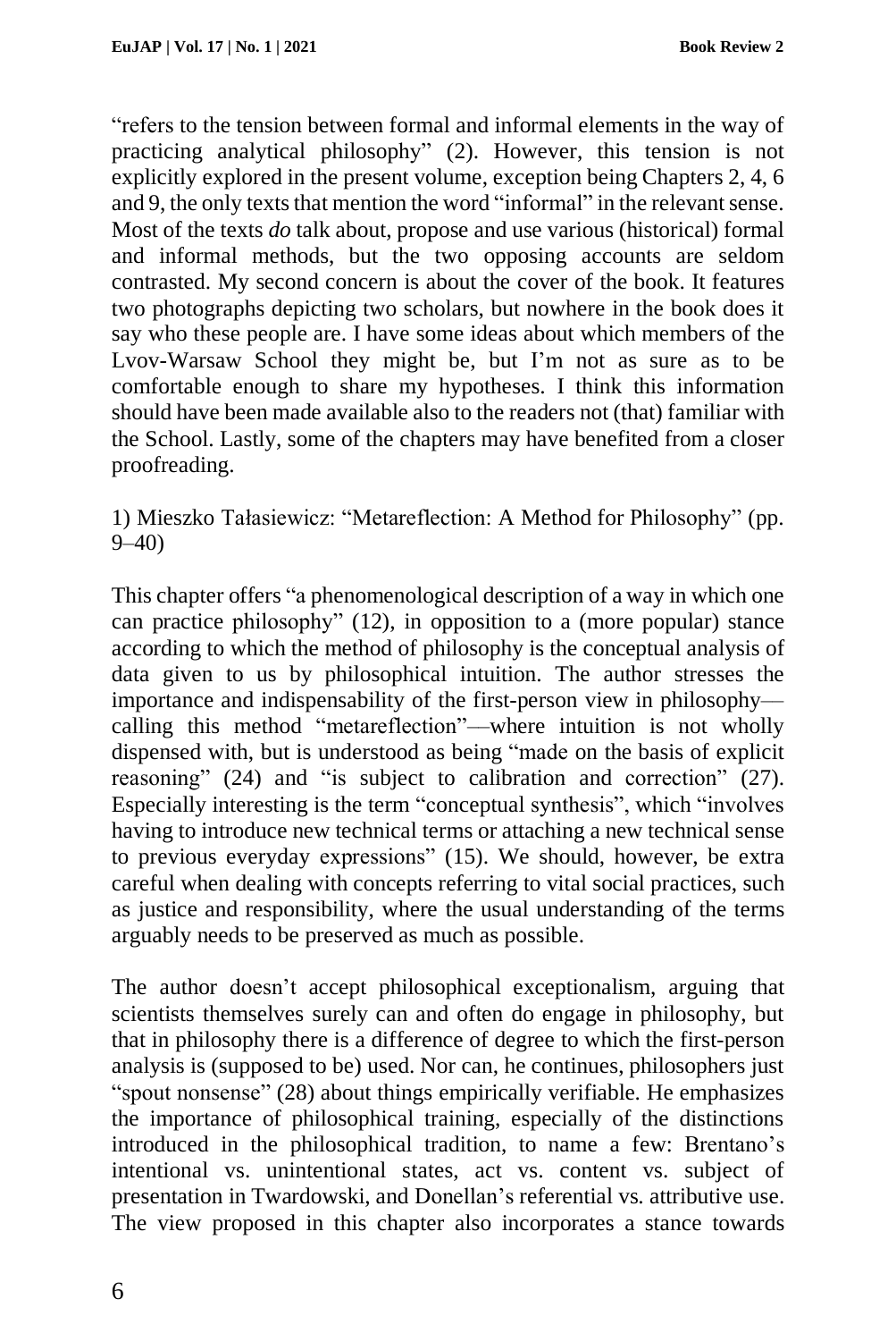"refers to the tension between formal and informal elements in the way of practicing analytical philosophy" (2). However, this tension is not explicitly explored in the present volume, exception being Chapters 2, 4, 6 and 9, the only texts that mention the word "informal" in the relevant sense. Most of the texts *do* talk about, propose and use various (historical) formal and informal methods, but the two opposing accounts are seldom contrasted. My second concern is about the cover of the book. It features two photographs depicting two scholars, but nowhere in the book does it say who these people are. I have some ideas about which members of the Lvov-Warsaw School they might be, but I'm not as sure as to be comfortable enough to share my hypotheses. I think this information should have been made available also to the readers not (that) familiar with the School. Lastly, some of the chapters may have benefited from a closer proofreading.

1) Mieszko Tałasiewicz: "Metareflection: A Method for Philosophy" (pp. 9–40)

This chapter offers "a phenomenological description of a way in which one can practice philosophy" (12), in opposition to a (more popular) stance according to which the method of philosophy is the conceptual analysis of data given to us by philosophical intuition. The author stresses the importance and indispensability of the first-person view in philosophy—calling this method "metareflection"—where intuition is not wholly dispensed with, but is understood as being "made on the basis of explicit reasoning" (24) and "is subject to calibration and correction" (27). Especially interesting is the term "conceptual synthesis", which "involves having to introduce new technical terms or attaching a new technical sense to previous everyday expressions" (15). We should, however, be extra careful when dealing with concepts referring to vital social practices, such as justice and responsibility, where the usual understanding of the terms arguably needs to be preserved as much as possible.

The author doesn't accept philosophical exceptionalism, arguing that scientists themselves surely can and often do engage in philosophy, but that in philosophy there is a difference of degree to which the first-person analysis is (supposed to be) used. Nor can, he continues, philosophers just "spout nonsense" (28) about things empirically verifiable. He emphasizes the importance of philosophical training, especially of the distinctions introduced in the philosophical tradition, to name a few: Brentano's intentional vs. unintentional states, act vs. content vs. subject of presentation in Twardowski, and Donellan's referential vs. attributive use. The view proposed in this chapter also incorporates a stance towards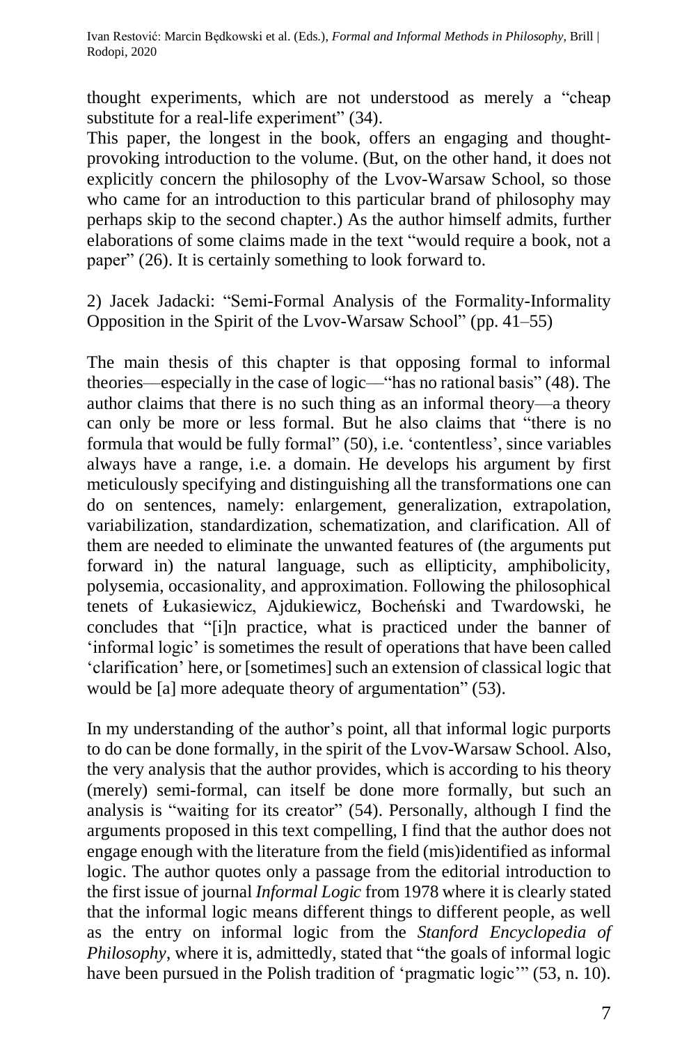thought experiments, which are not understood as merely a "cheap substitute for a real-life experiment" (34).

This paper, the longest in the book, offers an engaging and thought-provoking introduction to the volume. (But, on the other hand, it does not explicitly concern the philosophy of the Lvov-Warsaw School, so those who came for an introduction to this particular brand of philosophy may perhaps skip to the second chapter.) As the author himself admits, further elaborations of some claims made in the text "would require a book, not a paper" (26). It is certainly something to look forward to.

2) Jacek Jadacki: "Semi-Formal Analysis of the Formality-Informality Opposition in the Spirit of the Lvov-Warsaw School" (pp. 41–55)

The main thesis of this chapter is that opposing formal to informal theories—especially in the case of logic—"has no rational basis" (48). The author claims that there is no such thing as an informal theory—a theory can only be more or less formal. But he also claims that "there is no formula that would be fully formal" (50), i.e. 'contentless', since variables always have a range, i.e. a domain. He develops his argument by first meticulously specifying and distinguishing all the transformations one can do on sentences, namely: enlargement, generalization, extrapolation, variabilization, standardization, schematization, and clarification. All of them are needed to eliminate the unwanted features of (the arguments put forward in) the natural language, such as ellipticity, amphibolicity, polysemia, occasionality, and approximation. Following the philosophical tenets of Łukasiewicz, Ajdukiewicz, Bocheński and Twardowski, he concludes that "[i]n practice, what is practiced under the banner of 'informal logic' is sometimes the result of operations that have been called 'clarification' here, or [sometimes] such an extension of classical logic that would be [a] more adequate theory of argumentation" (53).

In my understanding of the author's point, all that informal logic purports to do can be done formally, in the spirit of the Lvov-Warsaw School. Also, the very analysis that the author provides, which is according to his theory (merely) semi-formal, can itself be done more formally, but such an analysis is "waiting for its creator" (54). Personally, although I find the arguments proposed in this text compelling, I find that the author does not engage enough with the literature from the field (mis)identified as informal logic. The author quotes only a passage from the editorial introduction to the first issue of journal *Informal Logic* from 1978 where it is clearly stated that the informal logic means different things to different people, as well as the entry on informal logic from the *Stanford Encyclopedia of Philosophy*, where it is, admittedly, stated that "the goals of informal logic have been pursued in the Polish tradition of 'pragmatic logic'" (53, n. 10).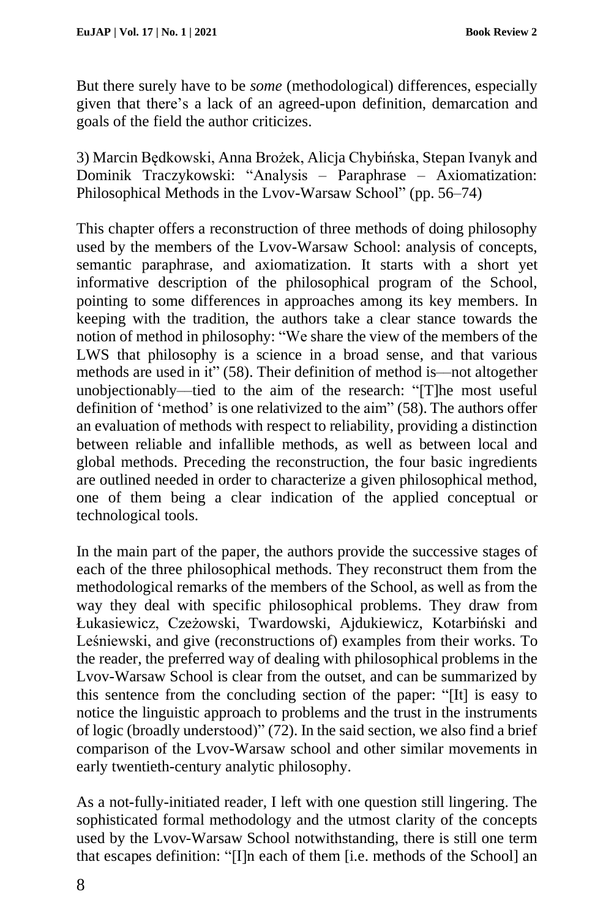But there surely have to be *some* (methodological) differences, especially given that there's a lack of an agreed-upon definition, demarcation and goals of the field the author criticizes.

3) Marcin Będkowski, Anna Brożek, Alicja Chybińska, Stepan Ivanyk and Dominik Traczykowski: "Analysis – Paraphrase – Axiomatization: Philosophical Methods in the Lvov-Warsaw School" (pp. 56–74)

This chapter offers a reconstruction of three methods of doing philosophy used by the members of the Lvov-Warsaw School: analysis of concepts, semantic paraphrase, and axiomatization. It starts with a short yet informative description of the philosophical program of the School, pointing to some differences in approaches among its key members. In keeping with the tradition, the authors take a clear stance towards the notion of method in philosophy: "We share the view of the members of the LWS that philosophy is a science in a broad sense, and that various methods are used in it" (58). Their definition of method is—not altogether unobjectionably—tied to the aim of the research: "[T]he most useful definition of 'method' is one relativized to the aim" (58). The authors offer an evaluation of methods with respect to reliability, providing a distinction between reliable and infallible methods, as well as between local and global methods. Preceding the reconstruction, the four basic ingredients are outlined needed in order to characterize a given philosophical method, one of them being a clear indication of the applied conceptual or technological tools.

In the main part of the paper, the authors provide the successive stages of each of the three philosophical methods. They reconstruct them from the methodological remarks of the members of the School, as well as from the way they deal with specific philosophical problems. They draw from Łukasiewicz, Czeżowski, Twardowski, Ajdukiewicz, Kotarbiński and Leśniewski, and give (reconstructions of) examples from their works. To the reader, the preferred way of dealing with philosophical problems in the Lvov-Warsaw School is clear from the outset, and can be summarized by this sentence from the concluding section of the paper: "[It] is easy to notice the linguistic approach to problems and the trust in the instruments of logic (broadly understood)" (72). In the said section, we also find a brief comparison of the Lvov-Warsaw school and other similar movements in early twentieth-century analytic philosophy.

As a not-fully-initiated reader, I left with one question still lingering. The sophisticated formal methodology and the utmost clarity of the concepts used by the Lvov-Warsaw School notwithstanding, there is still one term that escapes definition: "[I]n each of them [i.e. methods of the School] an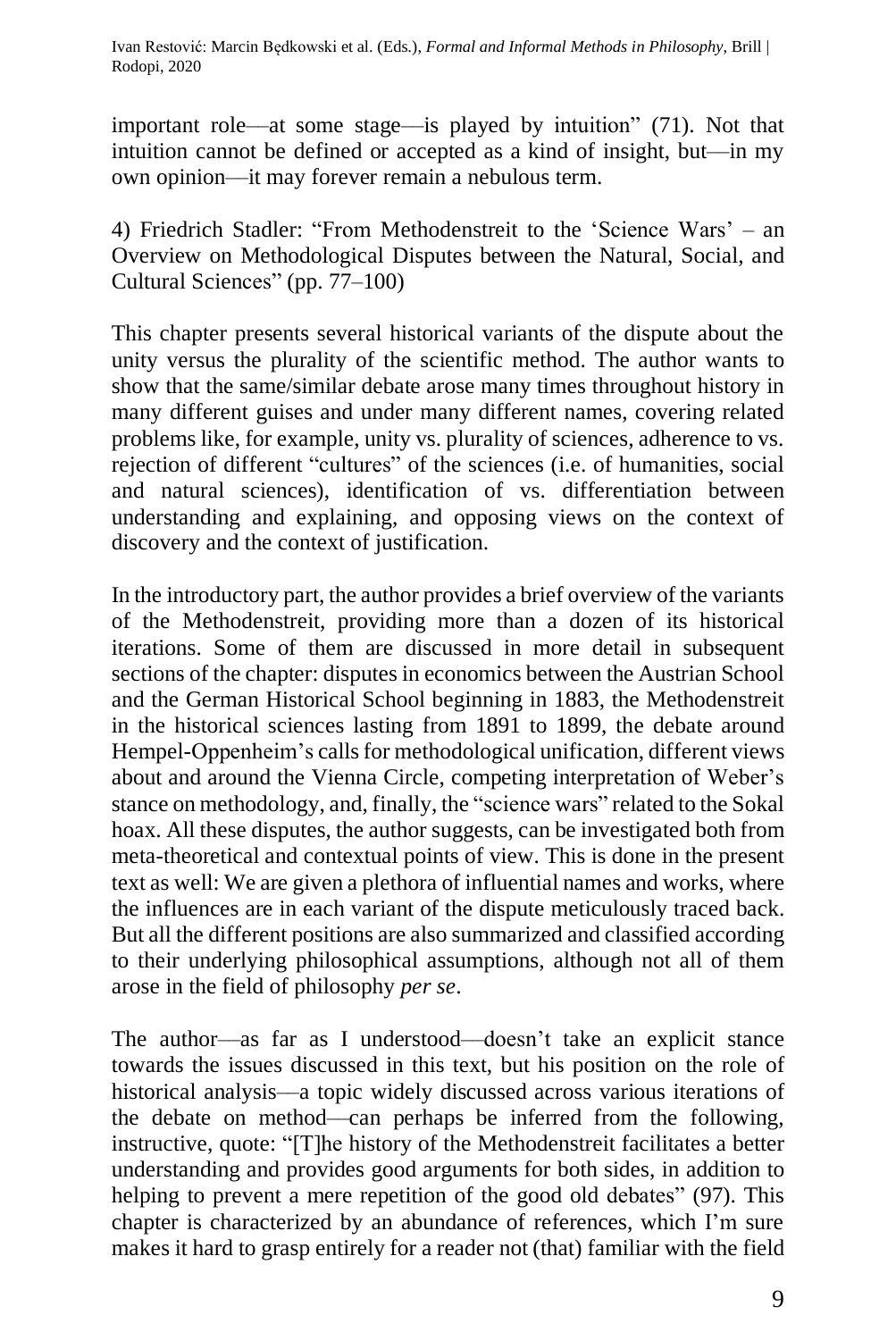important role—at some stage—is played by intuition" (71). Not that intuition cannot be defined or accepted as a kind of insight, but—in my own opinion—it may forever remain a nebulous term.

4) Friedrich Stadler: "From Methodenstreit to the 'Science Wars' – an Overview on Methodological Disputes between the Natural, Social, and Cultural Sciences" (pp. 77–100)

This chapter presents several historical variants of the dispute about the unity versus the plurality of the scientific method. The author wants to show that the same/similar debate arose many times throughout history in many different guises and under many different names, covering related problems like, for example, unity vs. plurality of sciences, adherence to vs. rejection of different "cultures" of the sciences (i.e. of humanities, social and natural sciences), identification of vs. differentiation between understanding and explaining, and opposing views on the context of discovery and the context of justification.

In the introductory part, the author provides a brief overview of the variants of the Methodenstreit, providing more than a dozen of its historical iterations. Some of them are discussed in more detail in subsequent sections of the chapter: disputes in economics between the Austrian School and the German Historical School beginning in 1883, the Methodenstreit in the historical sciences lasting from 1891 to 1899, the debate around Hempel-Oppenheim's calls for methodological unification, different views about and around the Vienna Circle, competing interpretation of Weber's stance on methodology, and, finally, the "science wars" related to the Sokal hoax. All these disputes, the author suggests, can be investigated both from meta-theoretical and contextual points of view. This is done in the present text as well: We are given a plethora of influential names and works, where the influences are in each variant of the dispute meticulously traced back. But all the different positions are also summarized and classified according to their underlying philosophical assumptions, although not all of them arose in the field of philosophy *per se*.

The author—as far as I understood—doesn't take an explicit stance towards the issues discussed in this text, but his position on the role of historical analysis—a topic widely discussed across various iterations of the debate on method—can perhaps be inferred from the following, instructive, quote: "[T]he history of the Methodenstreit facilitates a better understanding and provides good arguments for both sides, in addition to helping to prevent a mere repetition of the good old debates" (97). This chapter is characterized by an abundance of references, which I'm sure makes it hard to grasp entirely for a reader not (that) familiar with the field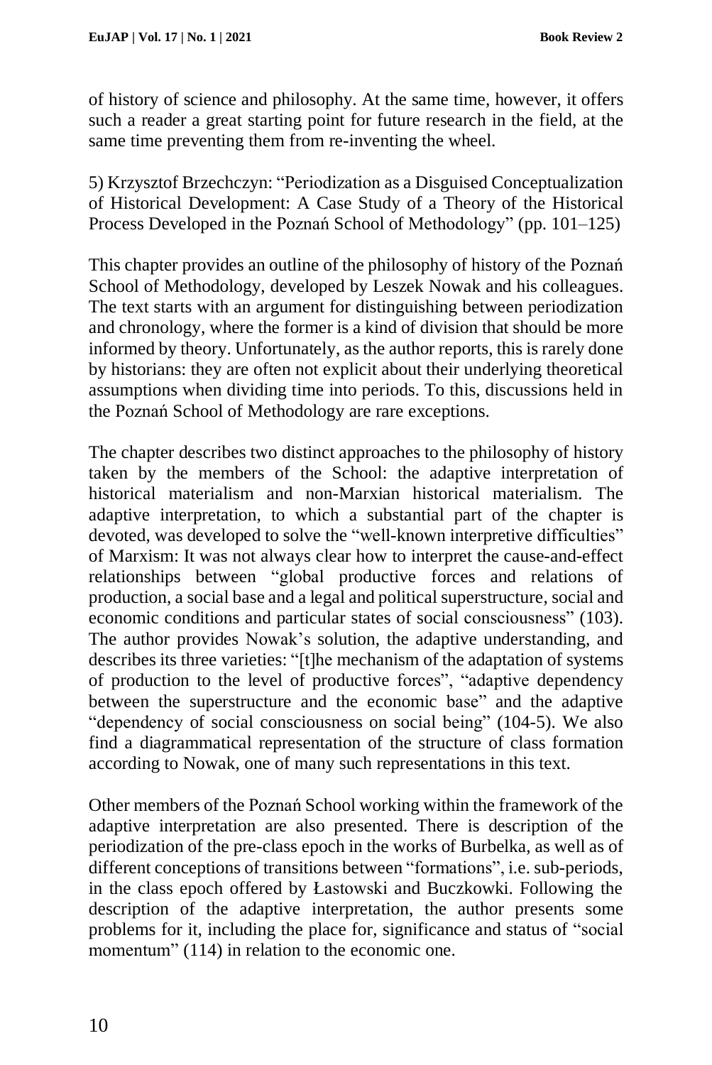of history of science and philosophy. At the same time, however, it offers such a reader a great starting point for future research in the field, at the same time preventing them from re-inventing the wheel.

5) Krzysztof Brzechczyn: "Periodization as a Disguised Conceptualization of Historical Development: A Case Study of a Theory of the Historical Process Developed in the Poznań School of Methodology" (pp. 101–125)

This chapter provides an outline of the philosophy of history of the Poznań School of Methodology, developed by Leszek Nowak and his colleagues. The text starts with an argument for distinguishing between periodization and chronology, where the former is a kind of division that should be more informed by theory. Unfortunately, as the author reports, this is rarely done by historians: they are often not explicit about their underlying theoretical assumptions when dividing time into periods. To this, discussions held in the Poznań School of Methodology are rare exceptions.

The chapter describes two distinct approaches to the philosophy of history taken by the members of the School: the adaptive interpretation of historical materialism and non-Marxian historical materialism. The adaptive interpretation, to which a substantial part of the chapter is devoted, was developed to solve the "well-known interpretive difficulties" of Marxism: It was not always clear how to interpret the cause-and-effect relationships between "global productive forces and relations of production, a social base and a legal and political superstructure, social and economic conditions and particular states of social consciousness" (103). The author provides Nowak's solution, the adaptive understanding, and describes its three varieties: "[t]he mechanism of the adaptation of systems of production to the level of productive forces", "adaptive dependency between the superstructure and the economic base" and the adaptive "dependency of social consciousness on social being" (104-5). We also find a diagrammatical representation of the structure of class formation according to Nowak, one of many such representations in this text.

Other members of the Poznań School working within the framework of the adaptive interpretation are also presented. There is description of the periodization of the pre-class epoch in the works of Burbelka, as well as of different conceptions of transitions between "formations", i.e. sub-periods, in the class epoch offered by Łastowski and Buczkowki. Following the description of the adaptive interpretation, the author presents some problems for it, including the place for, significance and status of "social momentum" (114) in relation to the economic one.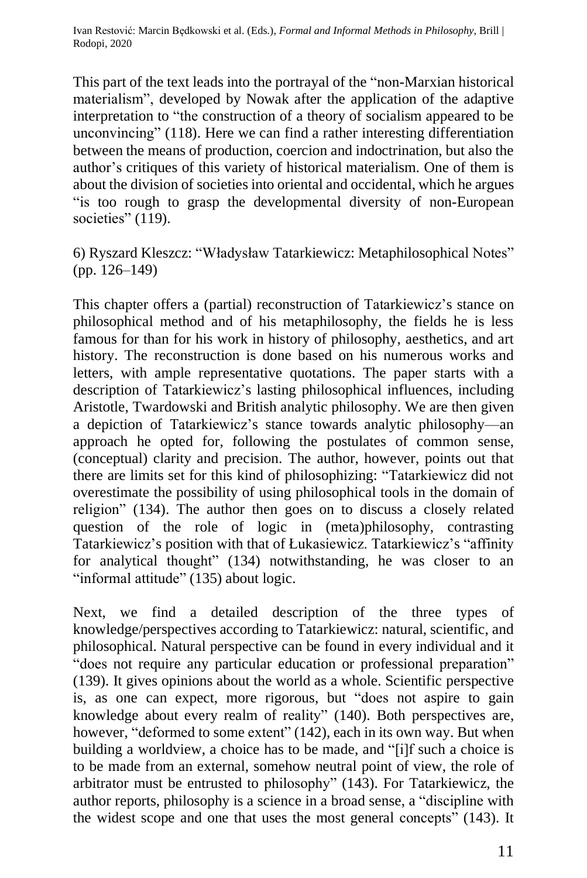This part of the text leads into the portrayal of the "non-Marxian historical materialism", developed by Nowak after the application of the adaptive interpretation to "the construction of a theory of socialism appeared to be unconvincing" (118). Here we can find a rather interesting differentiation between the means of production, coercion and indoctrination, but also the author's critiques of this variety of historical materialism. One of them is about the division of societies into oriental and occidental, which he argues "is too rough to grasp the developmental diversity of non-European societies" (119).

6) Ryszard Kleszcz: "Władysław Tatarkiewicz: Metaphilosophical Notes" (pp. 126–149)

This chapter offers a (partial) reconstruction of Tatarkiewicz's stance on philosophical method and of his metaphilosophy, the fields he is less famous for than for his work in history of philosophy, aesthetics, and art history. The reconstruction is done based on his numerous works and letters, with ample representative quotations. The paper starts with a description of Tatarkiewicz's lasting philosophical influences, including Aristotle, Twardowski and British analytic philosophy. We are then given a depiction of Tatarkiewicz's stance towards analytic philosophy—an approach he opted for, following the postulates of common sense, (conceptual) clarity and precision. The author, however, points out that there are limits set for this kind of philosophizing: "Tatarkiewicz did not overestimate the possibility of using philosophical tools in the domain of religion" (134). The author then goes on to discuss a closely related question of the role of logic in (meta)philosophy, contrasting Tatarkiewicz's position with that of Łukasiewicz. Tatarkiewicz's "affinity for analytical thought" (134) notwithstanding, he was closer to an "informal attitude" (135) about logic.

Next, we find a detailed description of the three types of knowledge/perspectives according to Tatarkiewicz: natural, scientific, and philosophical. Natural perspective can be found in every individual and it "does not require any particular education or professional preparation" (139). It gives opinions about the world as a whole. Scientific perspective is, as one can expect, more rigorous, but "does not aspire to gain knowledge about every realm of reality" (140). Both perspectives are, however, "deformed to some extent" (142), each in its own way. But when building a worldview, a choice has to be made, and "[i]f such a choice is to be made from an external, somehow neutral point of view, the role of arbitrator must be entrusted to philosophy" (143). For Tatarkiewicz, the author reports, philosophy is a science in a broad sense, a "discipline with the widest scope and one that uses the most general concepts" (143). It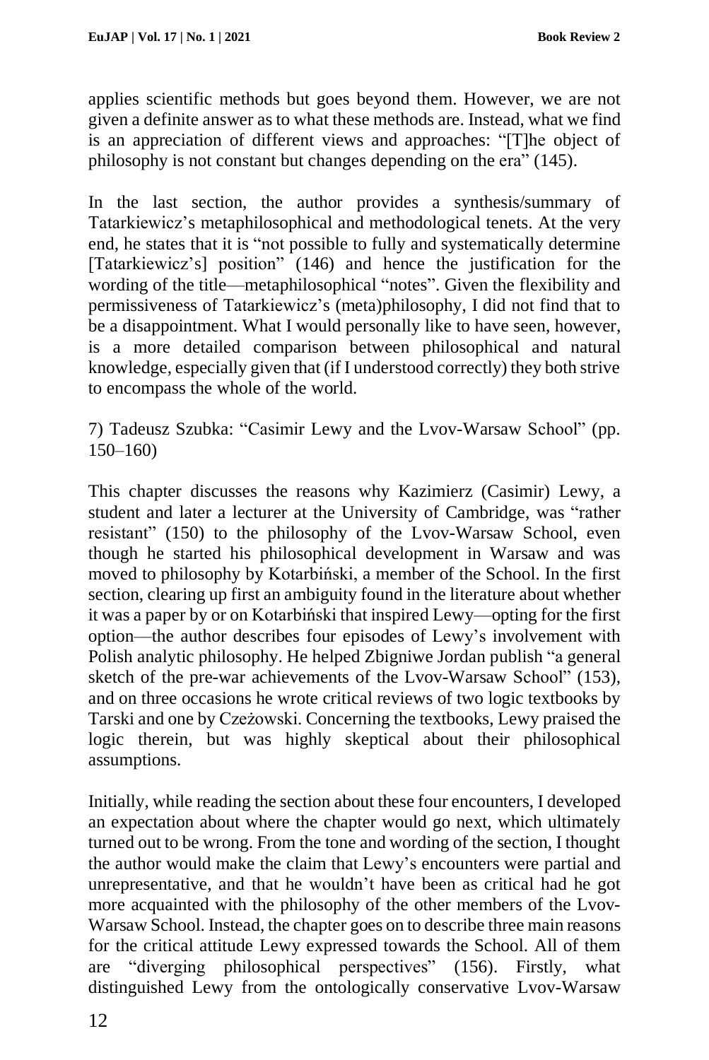applies scientific methods but goes beyond them. However, we are not given a definite answer as to what these methods are. Instead, what we find is an appreciation of different views and approaches: "[T]he object of philosophy is not constant but changes depending on the era" (145).

In the last section, the author provides a synthesis/summary of Tatarkiewicz's metaphilosophical and methodological tenets. At the very end, he states that it is "not possible to fully and systematically determine [Tatarkiewicz's] position" (146) and hence the justification for the wording of the title—metaphilosophical "notes". Given the flexibility and permissiveness of Tatarkiewicz's (meta)philosophy, I did not find that to be a disappointment. What I would personally like to have seen, however, is a more detailed comparison between philosophical and natural knowledge, especially given that (if I understood correctly) they both strive to encompass the whole of the world.

7) Tadeusz Szubka: "Casimir Lewy and the Lvov-Warsaw School" (pp. 150–160)

This chapter discusses the reasons why Kazimierz (Casimir) Lewy, a student and later a lecturer at the University of Cambridge, was "rather resistant" (150) to the philosophy of the Lvov-Warsaw School, even though he started his philosophical development in Warsaw and was moved to philosophy by Kotarbiński, a member of the School. In the first section, clearing up first an ambiguity found in the literature about whether it was a paper by or on Kotarbiński that inspired Lewy—opting for the first option—the author describes four episodes of Lewy's involvement with Polish analytic philosophy. He helped Zbigniwe Jordan publish "a general sketch of the pre-war achievements of the Lvov-Warsaw School" (153), and on three occasions he wrote critical reviews of two logic textbooks by Tarski and one by Czeżowski. Concerning the textbooks, Lewy praised the logic therein, but was highly skeptical about their philosophical assumptions.

Initially, while reading the section about these four encounters, I developed an expectation about where the chapter would go next, which ultimately turned out to be wrong. From the tone and wording of the section, I thought the author would make the claim that Lewy's encounters were partial and unrepresentative, and that he wouldn't have been as critical had he got more acquainted with the philosophy of the other members of the Lvov-Warsaw School. Instead, the chapter goes on to describe three main reasons for the critical attitude Lewy expressed towards the School. All of them are "diverging philosophical perspectives" (156). Firstly, what distinguished Lewy from the ontologically conservative Lvov-Warsaw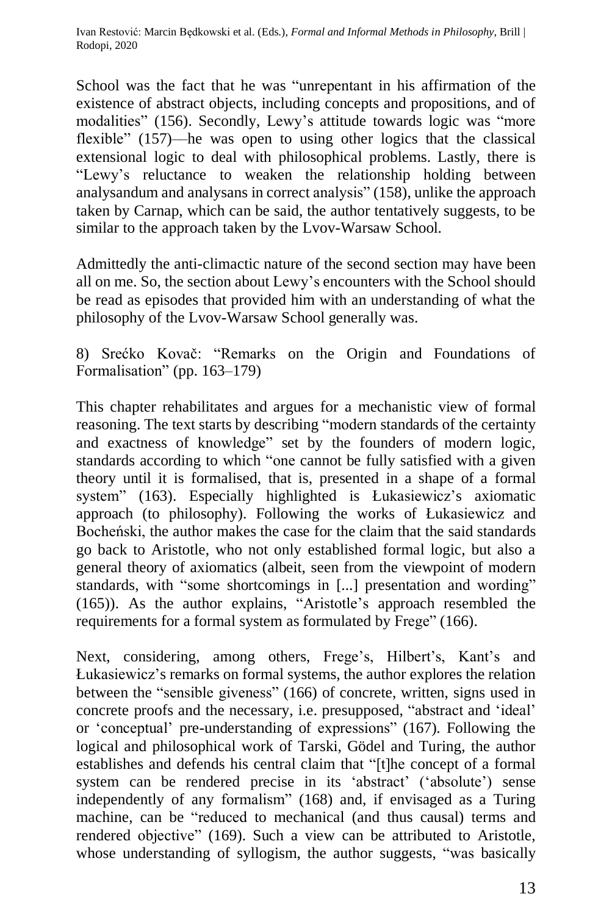School was the fact that he was "unrepentant in his affirmation of the existence of abstract objects, including concepts and propositions, and of modalities" (156). Secondly, Lewy's attitude towards logic was "more flexible" (157)—he was open to using other logics that the classical extensional logic to deal with philosophical problems. Lastly, there is "Lewy's reluctance to weaken the relationship holding between analysandum and analysans in correct analysis" (158), unlike the approach taken by Carnap, which can be said, the author tentatively suggests, to be similar to the approach taken by the Lvov-Warsaw School.

Admittedly the anti-climactic nature of the second section may have been all on me. So, the section about Lewy's encounters with the School should be read as episodes that provided him with an understanding of what the philosophy of the Lvov-Warsaw School generally was.

8) Srećko Kovač: "Remarks on the Origin and Foundations of Formalisation" (pp. 163–179)

This chapter rehabilitates and argues for a mechanistic view of formal reasoning. The text starts by describing "modern standards of the certainty and exactness of knowledge" set by the founders of modern logic, standards according to which "one cannot be fully satisfied with a given theory until it is formalised, that is, presented in a shape of a formal system" (163). Especially highlighted is Łukasiewicz's axiomatic approach (to philosophy). Following the works of Łukasiewicz and Bocheński, the author makes the case for the claim that the said standards go back to Aristotle, who not only established formal logic, but also a general theory of axiomatics (albeit, seen from the viewpoint of modern standards, with "some shortcomings in [...] presentation and wording" (165)). As the author explains, "Aristotle's approach resembled the requirements for a formal system as formulated by Frege" (166).

Next, considering, among others, Frege's, Hilbert's, Kant's and Łukasiewicz's remarks on formal systems, the author explores the relation between the "sensible giveness" (166) of concrete, written, signs used in concrete proofs and the necessary, i.e. presupposed, "abstract and 'ideal' or 'conceptual' pre-understanding of expressions" (167). Following the logical and philosophical work of Tarski, Gödel and Turing, the author establishes and defends his central claim that "[t]he concept of a formal system can be rendered precise in its 'abstract' ('absolute') sense independently of any formalism" (168) and, if envisaged as a Turing machine, can be "reduced to mechanical (and thus causal) terms and rendered objective" (169). Such a view can be attributed to Aristotle, whose understanding of syllogism, the author suggests, "was basically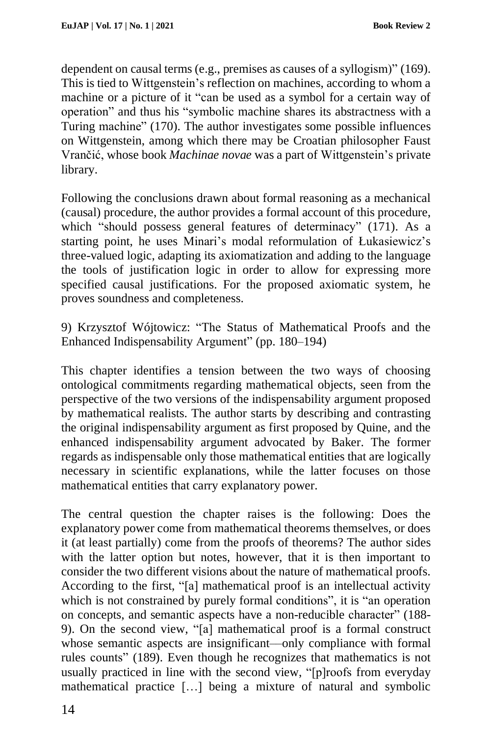dependent on causal terms (e.g., premises as causes of a syllogism)" (169). This is tied to Wittgenstein's reflection on machines, according to whom a machine or a picture of it "can be used as a symbol for a certain way of operation" and thus his "symbolic machine shares its abstractness with a Turing machine" (170). The author investigates some possible influences on Wittgenstein, among which there may be Croatian philosopher Faust Vrančić, whose book *Machinae novae* was a part of Wittgenstein's private library.

Following the conclusions drawn about formal reasoning as a mechanical (causal) procedure, the author provides a formal account of this procedure, which "should possess general features of determinacy" (171). As a starting point, he uses Minari's modal reformulation of Łukasiewicz's three-valued logic, adapting its axiomatization and adding to the language the tools of justification logic in order to allow for expressing more specified causal justifications. For the proposed axiomatic system, he proves soundness and completeness.

9) Krzysztof Wójtowicz: "The Status of Mathematical Proofs and the Enhanced Indispensability Argument" (pp. 180–194)

This chapter identifies a tension between the two ways of choosing ontological commitments regarding mathematical objects, seen from the perspective of the two versions of the indispensability argument proposed by mathematical realists. The author starts by describing and contrasting the original indispensability argument as first proposed by Quine, and the enhanced indispensability argument advocated by Baker. The former regards as indispensable only those mathematical entities that are logically necessary in scientific explanations, while the latter focuses on those mathematical entities that carry explanatory power.

The central question the chapter raises is the following: Does the explanatory power come from mathematical theorems themselves, or does it (at least partially) come from the proofs of theorems? The author sides with the latter option but notes, however, that it is then important to consider the two different visions about the nature of mathematical proofs. According to the first, "[a] mathematical proof is an intellectual activity which is not constrained by purely formal conditions", it is "an operation on concepts, and semantic aspects have a non-reducible character" (188-9). On the second view, "[a] mathematical proof is a formal construct whose semantic aspects are insignificant—only compliance with formal rules counts" (189). Even though he recognizes that mathematics is not usually practiced in line with the second view, "[p]roofs from everyday mathematical practice […] being a mixture of natural and symbolic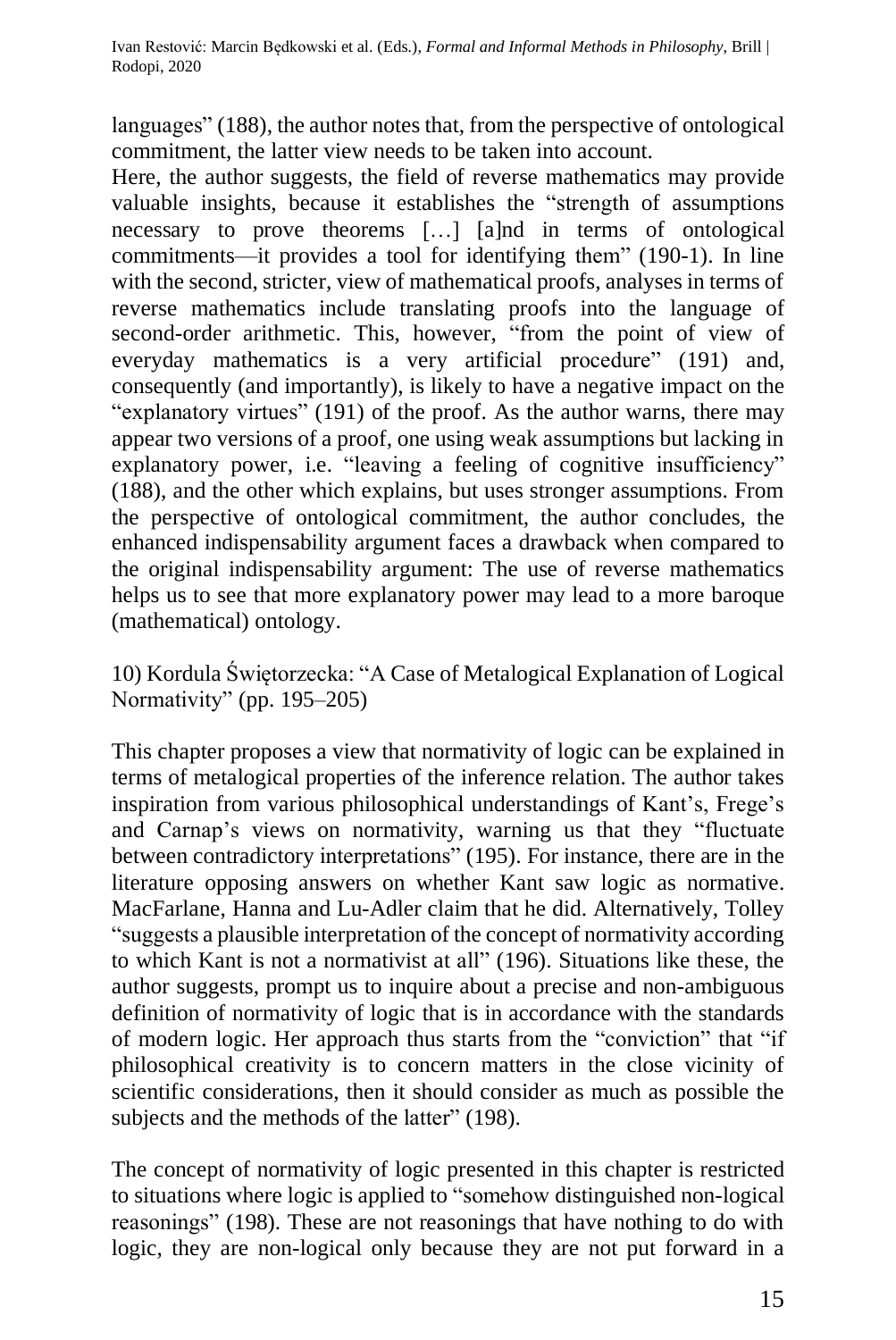languages" (188), the author notes that, from the perspective of ontological commitment, the latter view needs to be taken into account.
Here, the author suggests, the field of reverse mathematics may provide valuable insights, because it establishes the "strength of assumptions necessary to prove theorems […] [a]nd in terms of ontological commitments—it provides a tool for identifying them" (190-1). In line with the second, stricter, view of mathematical proofs, analyses in terms of reverse mathematics include translating proofs into the language of second-order arithmetic. This, however, "from the point of view of everyday mathematics is a very artificial procedure" (191) and, consequently (and importantly), is likely to have a negative impact on the "explanatory virtues" (191) of the proof. As the author warns, there may appear two versions of a proof, one using weak assumptions but lacking in explanatory power, i.e. "leaving a feeling of cognitive insufficiency" (188), and the other which explains, but uses stronger assumptions. From the perspective of ontological commitment, the author concludes, the enhanced indispensability argument faces a drawback when compared to the original indispensability argument: The use of reverse mathematics helps us to see that more explanatory power may lead to a more baroque (mathematical) ontology.

10) Kordula Świętorzecka: "A Case of Metalogical Explanation of Logical Normativity" (pp. 195–205)

This chapter proposes a view that normativity of logic can be explained in terms of metalogical properties of the inference relation. The author takes inspiration from various philosophical understandings of Kant's, Frege's and Carnap's views on normativity, warning us that they "fluctuate between contradictory interpretations" (195). For instance, there are in the literature opposing answers on whether Kant saw logic as normative. MacFarlane, Hanna and Lu-Adler claim that he did. Alternatively, Tolley "suggests a plausible interpretation of the concept of normativity according to which Kant is not a normativist at all" (196). Situations like these, the author suggests, prompt us to inquire about a precise and non-ambiguous definition of normativity of logic that is in accordance with the standards of modern logic. Her approach thus starts from the "conviction" that "if philosophical creativity is to concern matters in the close vicinity of scientific considerations, then it should consider as much as possible the subjects and the methods of the latter" (198).

The concept of normativity of logic presented in this chapter is restricted to situations where logic is applied to "somehow distinguished non-logical reasonings" (198). These are not reasonings that have nothing to do with logic, they are non-logical only because they are not put forward in a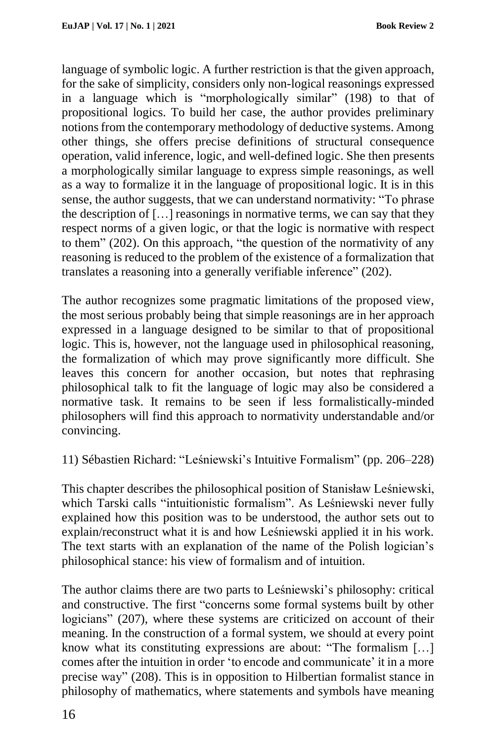language of symbolic logic. A further restriction is that the given approach, for the sake of simplicity, considers only non-logical reasonings expressed in a language which is "morphologically similar" (198) to that of propositional logics. To build her case, the author provides preliminary notions from the contemporary methodology of deductive systems. Among other things, she offers precise definitions of structural consequence operation, valid inference, logic, and well-defined logic. She then presents a morphologically similar language to express simple reasonings, as well as a way to formalize it in the language of propositional logic. It is in this sense, the author suggests, that we can understand normativity: "To phrase the description of […] reasonings in normative terms, we can say that they respect norms of a given logic, or that the logic is normative with respect to them" (202). On this approach, "the question of the normativity of any reasoning is reduced to the problem of the existence of a formalization that translates a reasoning into a generally verifiable inference" (202).

The author recognizes some pragmatic limitations of the proposed view, the most serious probably being that simple reasonings are in her approach expressed in a language designed to be similar to that of propositional logic. This is, however, not the language used in philosophical reasoning, the formalization of which may prove significantly more difficult. She leaves this concern for another occasion, but notes that rephrasing philosophical talk to fit the language of logic may also be considered a normative task. It remains to be seen if less formalistically-minded philosophers will find this approach to normativity understandable and/or convincing.

11) Sébastien Richard: "Leśniewski's Intuitive Formalism" (pp. 206–228)

This chapter describes the philosophical position of Stanisław Leśniewski, which Tarski calls "intuitionistic formalism". As Leśniewski never fully explained how this position was to be understood, the author sets out to explain/reconstruct what it is and how Leśniewski applied it in his work. The text starts with an explanation of the name of the Polish logician's philosophical stance: his view of formalism and of intuition.

The author claims there are two parts to Leśniewski's philosophy: critical and constructive. The first "concerns some formal systems built by other logicians" (207), where these systems are criticized on account of their meaning. In the construction of a formal system, we should at every point know what its constituting expressions are about: "The formalism […] comes after the intuition in order 'to encode and communicate' it in a more precise way" (208). This is in opposition to Hilbertian formalist stance in philosophy of mathematics, where statements and symbols have meaning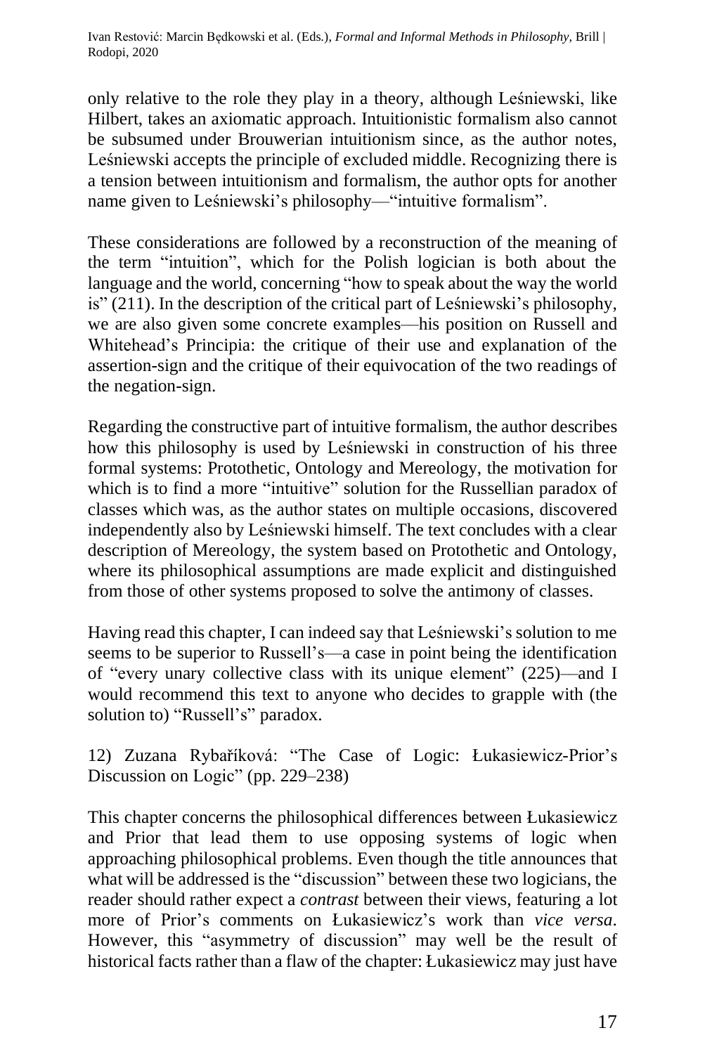only relative to the role they play in a theory, although Leśniewski, like Hilbert, takes an axiomatic approach. Intuitionistic formalism also cannot be subsumed under Brouwerian intuitionism since, as the author notes, Leśniewski accepts the principle of excluded middle. Recognizing there is a tension between intuitionism and formalism, the author opts for another name given to Leśniewski's philosophy—"intuitive formalism".

These considerations are followed by a reconstruction of the meaning of the term "intuition", which for the Polish logician is both about the language and the world, concerning "how to speak about the way the world is" (211). In the description of the critical part of Leśniewski's philosophy, we are also given some concrete examples—his position on Russell and Whitehead's Principia: the critique of their use and explanation of the assertion-sign and the critique of their equivocation of the two readings of the negation-sign.

Regarding the constructive part of intuitive formalism, the author describes how this philosophy is used by Leśniewski in construction of his three formal systems: Protothetic, Ontology and Mereology, the motivation for which is to find a more "intuitive" solution for the Russellian paradox of classes which was, as the author states on multiple occasions, discovered independently also by Leśniewski himself. The text concludes with a clear description of Mereology, the system based on Protothetic and Ontology, where its philosophical assumptions are made explicit and distinguished from those of other systems proposed to solve the antimony of classes.

Having read this chapter, I can indeed say that Leśniewski's solution to me seems to be superior to Russell's—a case in point being the identification of "every unary collective class with its unique element" (225)—and I would recommend this text to anyone who decides to grapple with (the solution to) "Russell's" paradox.

12) Zuzana Rybaříková: "The Case of Logic: Łukasiewicz-Prior's Discussion on Logic" (pp. 229–238)

This chapter concerns the philosophical differences between Łukasiewicz and Prior that lead them to use opposing systems of logic when approaching philosophical problems. Even though the title announces that what will be addressed is the "discussion" between these two logicians, the reader should rather expect a *contrast* between their views, featuring a lot more of Prior's comments on Łukasiewicz's work than *vice versa*. However, this "asymmetry of discussion" may well be the result of historical facts rather than a flaw of the chapter: Łukasiewicz may just have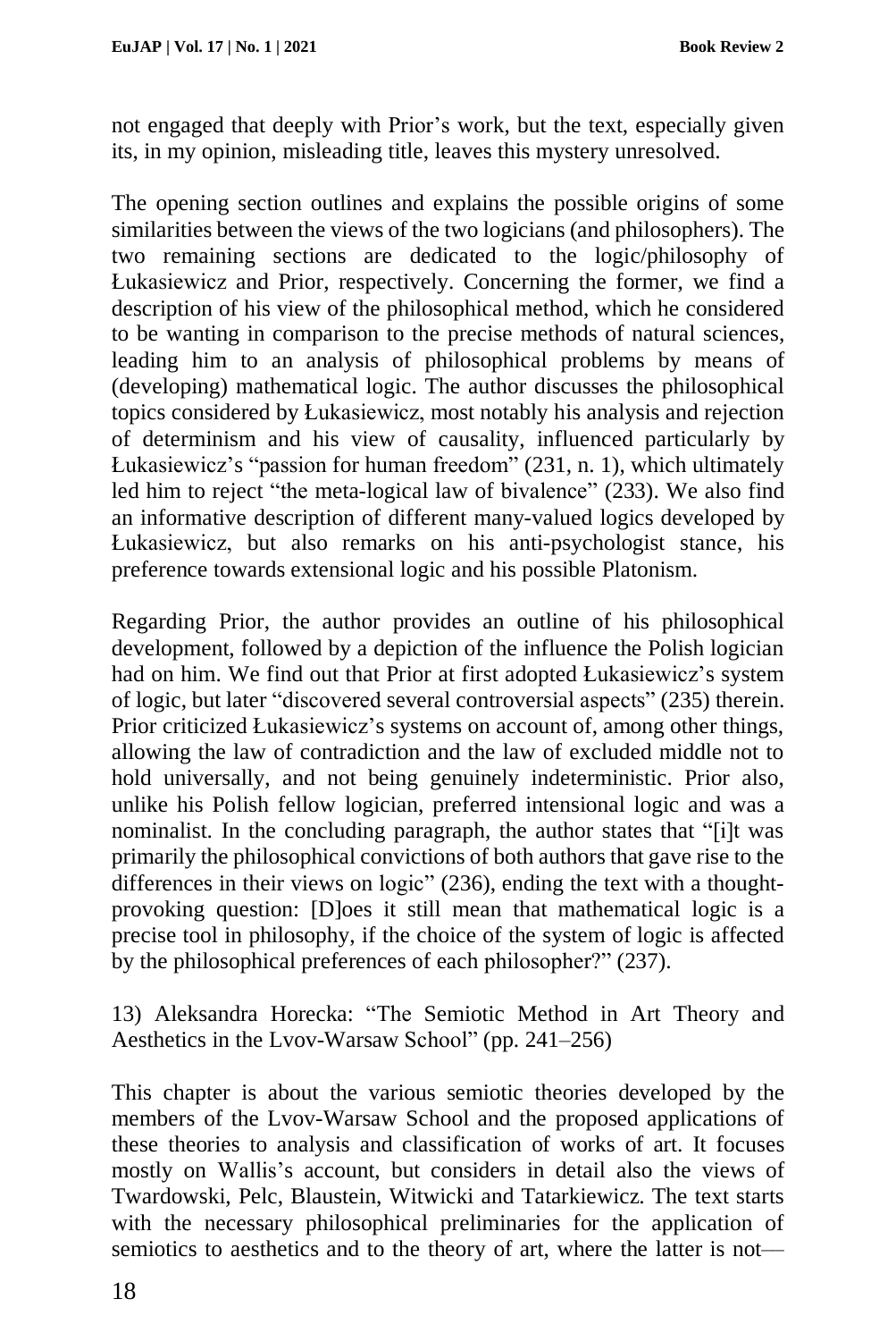not engaged that deeply with Prior's work, but the text, especially given its, in my opinion, misleading title, leaves this mystery unresolved.

The opening section outlines and explains the possible origins of some similarities between the views of the two logicians (and philosophers). The two remaining sections are dedicated to the logic/philosophy of Łukasiewicz and Prior, respectively. Concerning the former, we find a description of his view of the philosophical method, which he considered to be wanting in comparison to the precise methods of natural sciences, leading him to an analysis of philosophical problems by means of (developing) mathematical logic. The author discusses the philosophical topics considered by Łukasiewicz, most notably his analysis and rejection of determinism and his view of causality, influenced particularly by Łukasiewicz's "passion for human freedom" (231, n. 1), which ultimately led him to reject "the meta-logical law of bivalence" (233). We also find an informative description of different many-valued logics developed by Łukasiewicz, but also remarks on his anti-psychologist stance, his preference towards extensional logic and his possible Platonism.

Regarding Prior, the author provides an outline of his philosophical development, followed by a depiction of the influence the Polish logician had on him. We find out that Prior at first adopted Łukasiewicz's system of logic, but later "discovered several controversial aspects" (235) therein. Prior criticized Łukasiewicz's systems on account of, among other things, allowing the law of contradiction and the law of excluded middle not to hold universally, and not being genuinely indeterministic. Prior also, unlike his Polish fellow logician, preferred intensional logic and was a nominalist. In the concluding paragraph, the author states that "[i]t was primarily the philosophical convictions of both authors that gave rise to the differences in their views on logic" (236), ending the text with a thought-provoking question: [D]oes it still mean that mathematical logic is a precise tool in philosophy, if the choice of the system of logic is affected by the philosophical preferences of each philosopher?" (237).

13) Aleksandra Horecka: "The Semiotic Method in Art Theory and Aesthetics in the Lvov-Warsaw School" (pp. 241–256)

This chapter is about the various semiotic theories developed by the members of the Lvov-Warsaw School and the proposed applications of these theories to analysis and classification of works of art. It focuses mostly on Wallis's account, but considers in detail also the views of Twardowski, Pelc, Blaustein, Witwicki and Tatarkiewicz. The text starts with the necessary philosophical preliminaries for the application of semiotics to aesthetics and to the theory of art, where the latter is not—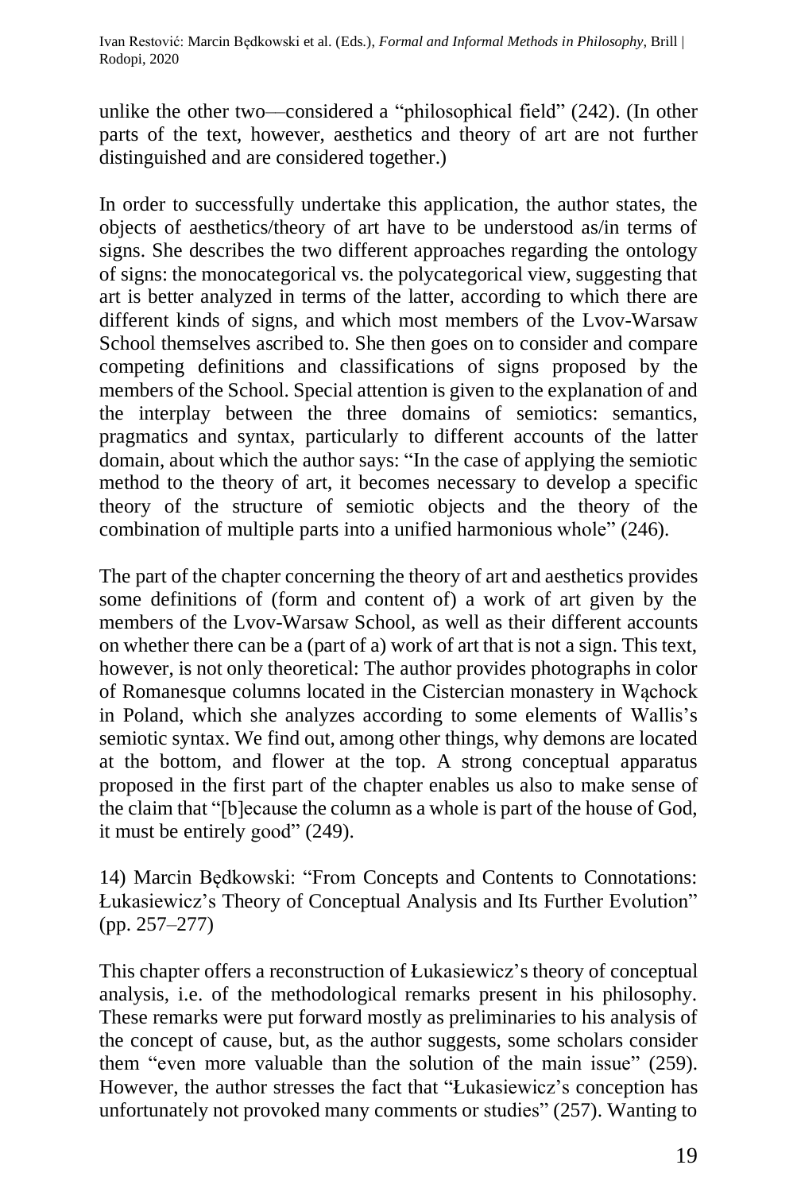unlike the other two—considered a "philosophical field" (242). (In other parts of the text, however, aesthetics and theory of art are not further distinguished and are considered together.)

In order to successfully undertake this application, the author states, the objects of aesthetics/theory of art have to be understood as/in terms of signs. She describes the two different approaches regarding the ontology of signs: the monocategorical vs. the polycategorical view, suggesting that art is better analyzed in terms of the latter, according to which there are different kinds of signs, and which most members of the Lvov-Warsaw School themselves ascribed to. She then goes on to consider and compare competing definitions and classifications of signs proposed by the members of the School. Special attention is given to the explanation of and the interplay between the three domains of semiotics: semantics, pragmatics and syntax, particularly to different accounts of the latter domain, about which the author says: "In the case of applying the semiotic method to the theory of art, it becomes necessary to develop a specific theory of the structure of semiotic objects and the theory of the combination of multiple parts into a unified harmonious whole" (246).

The part of the chapter concerning the theory of art and aesthetics provides some definitions of (form and content of) a work of art given by the members of the Lvov-Warsaw School, as well as their different accounts on whether there can be a (part of a) work of art that is not a sign. This text, however, is not only theoretical: The author provides photographs in color of Romanesque columns located in the Cistercian monastery in Wąchock in Poland, which she analyzes according to some elements of Wallis's semiotic syntax. We find out, among other things, why demons are located at the bottom, and flower at the top. A strong conceptual apparatus proposed in the first part of the chapter enables us also to make sense of the claim that "[b]ecause the column as a whole is part of the house of God, it must be entirely good" (249).

14) Marcin Będkowski: "From Concepts and Contents to Connotations: Łukasiewicz's Theory of Conceptual Analysis and Its Further Evolution" (pp. 257–277)

This chapter offers a reconstruction of Łukasiewicz's theory of conceptual analysis, i.e. of the methodological remarks present in his philosophy. These remarks were put forward mostly as preliminaries to his analysis of the concept of cause, but, as the author suggests, some scholars consider them "even more valuable than the solution of the main issue" (259). However, the author stresses the fact that "Łukasiewicz's conception has unfortunately not provoked many comments or studies" (257). Wanting to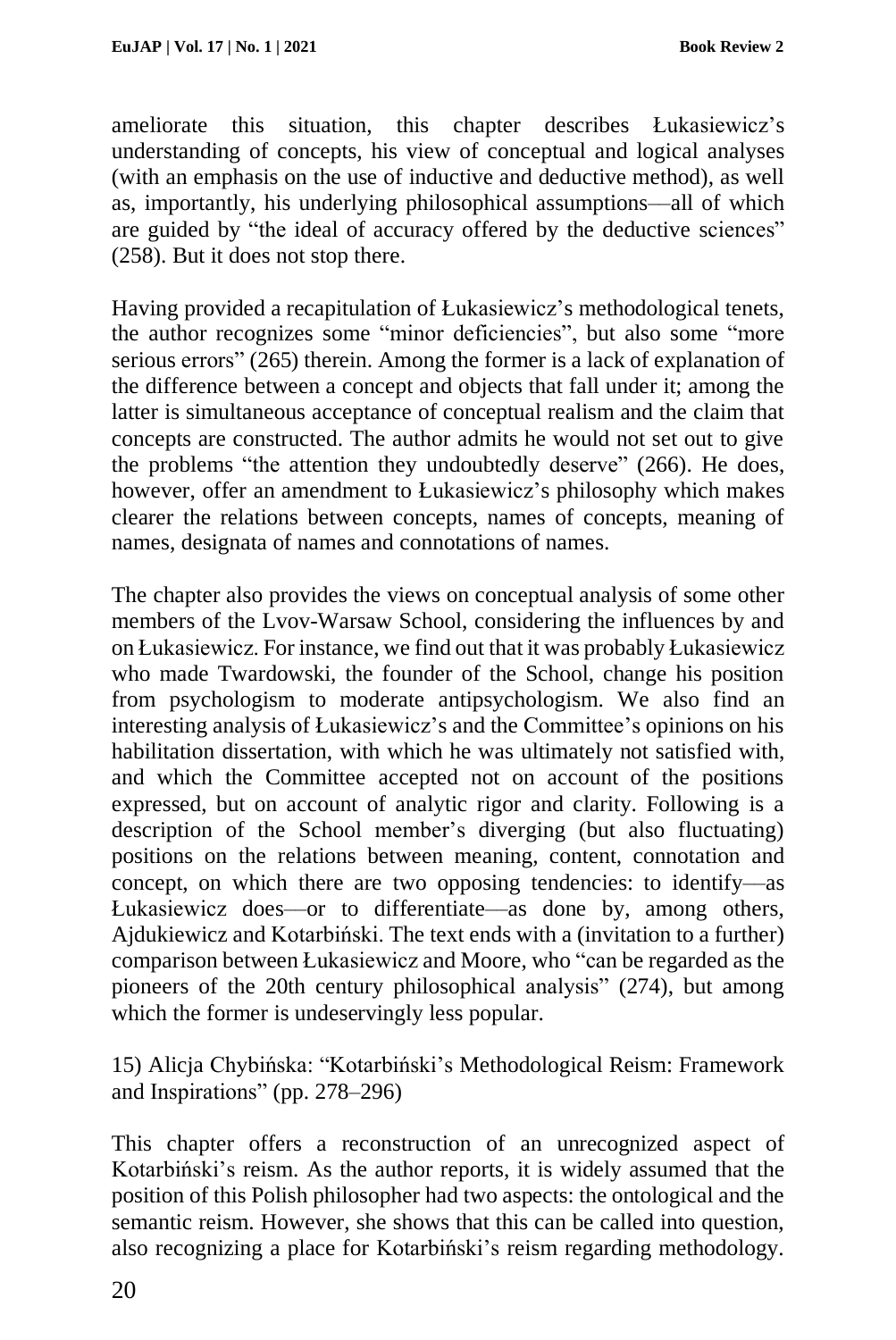ameliorate this situation, this chapter describes Łukasiewicz's understanding of concepts, his view of conceptual and logical analyses (with an emphasis on the use of inductive and deductive method), as well as, importantly, his underlying philosophical assumptions—all of which are guided by "the ideal of accuracy offered by the deductive sciences" (258). But it does not stop there.

Having provided a recapitulation of Łukasiewicz's methodological tenets, the author recognizes some "minor deficiencies", but also some "more serious errors" (265) therein. Among the former is a lack of explanation of the difference between a concept and objects that fall under it; among the latter is simultaneous acceptance of conceptual realism and the claim that concepts are constructed. The author admits he would not set out to give the problems "the attention they undoubtedly deserve" (266). He does, however, offer an amendment to Łukasiewicz's philosophy which makes clearer the relations between concepts, names of concepts, meaning of names, designata of names and connotations of names.

The chapter also provides the views on conceptual analysis of some other members of the Lvov-Warsaw School, considering the influences by and on Łukasiewicz. For instance, we find out that it was probably Łukasiewicz who made Twardowski, the founder of the School, change his position from psychologism to moderate antipsychologism. We also find an interesting analysis of Łukasiewicz's and the Committee's opinions on his habilitation dissertation, with which he was ultimately not satisfied with, and which the Committee accepted not on account of the positions expressed, but on account of analytic rigor and clarity. Following is a description of the School member's diverging (but also fluctuating) positions on the relations between meaning, content, connotation and concept, on which there are two opposing tendencies: to identify—as Łukasiewicz does—or to differentiate—as done by, among others, Ajdukiewicz and Kotarbiński. The text ends with a (invitation to a further) comparison between Łukasiewicz and Moore, who "can be regarded as the pioneers of the 20th century philosophical analysis" (274), but among which the former is undeservingly less popular.

15) Alicja Chybińska: "Kotarbiński's Methodological Reism: Framework and Inspirations" (pp. 278–296)

This chapter offers a reconstruction of an unrecognized aspect of Kotarbiński's reism. As the author reports, it is widely assumed that the position of this Polish philosopher had two aspects: the ontological and the semantic reism. However, she shows that this can be called into question, also recognizing a place for Kotarbiński's reism regarding methodology.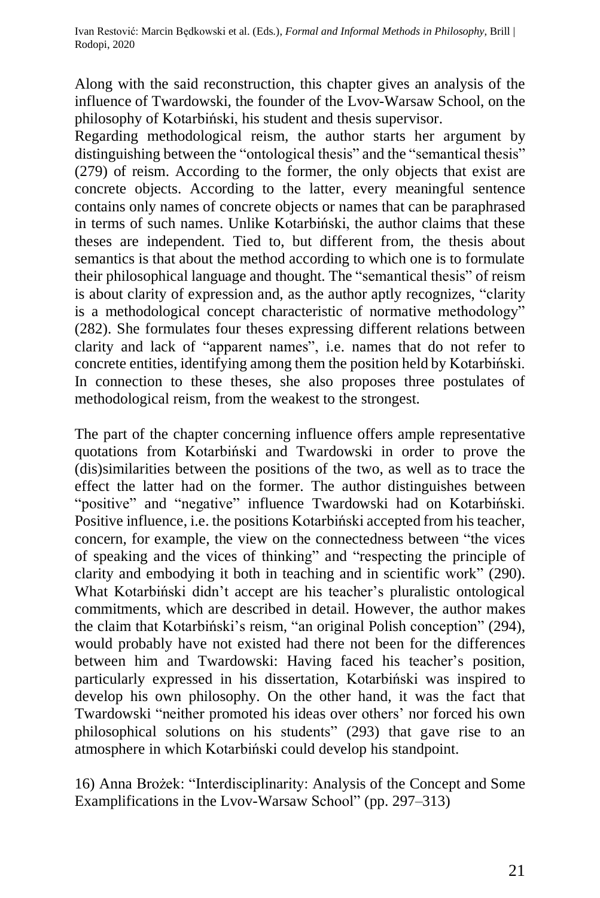Along with the said reconstruction, this chapter gives an analysis of the influence of Twardowski, the founder of the Lvov-Warsaw School, on the philosophy of Kotarbiński, his student and thesis supervisor.

Regarding methodological reism, the author starts her argument by distinguishing between the "ontological thesis" and the "semantical thesis" (279) of reism. According to the former, the only objects that exist are concrete objects. According to the latter, every meaningful sentence contains only names of concrete objects or names that can be paraphrased in terms of such names. Unlike Kotarbiński, the author claims that these theses are independent. Tied to, but different from, the thesis about semantics is that about the method according to which one is to formulate their philosophical language and thought. The "semantical thesis" of reism is about clarity of expression and, as the author aptly recognizes, "clarity is a methodological concept characteristic of normative methodology" (282). She formulates four theses expressing different relations between clarity and lack of "apparent names", i.e. names that do not refer to concrete entities, identifying among them the position held by Kotarbiński. In connection to these theses, she also proposes three postulates of methodological reism, from the weakest to the strongest.

The part of the chapter concerning influence offers ample representative quotations from Kotarbiński and Twardowski in order to prove the (dis)similarities between the positions of the two, as well as to trace the effect the latter had on the former. The author distinguishes between "positive" and "negative" influence Twardowski had on Kotarbiński. Positive influence, i.e. the positions Kotarbiński accepted from his teacher, concern, for example, the view on the connectedness between "the vices of speaking and the vices of thinking" and "respecting the principle of clarity and embodying it both in teaching and in scientific work" (290). What Kotarbiński didn't accept are his teacher's pluralistic ontological commitments, which are described in detail. However, the author makes the claim that Kotarbiński's reism, "an original Polish conception" (294), would probably have not existed had there not been for the differences between him and Twardowski: Having faced his teacher's position, particularly expressed in his dissertation, Kotarbiński was inspired to develop his own philosophy. On the other hand, it was the fact that Twardowski "neither promoted his ideas over others' nor forced his own philosophical solutions on his students" (293) that gave rise to an atmosphere in which Kotarbiński could develop his standpoint.

16) Anna Brożek: "Interdisciplinarity: Analysis of the Concept and Some Examplifications in the Lvov-Warsaw School" (pp. 297–313)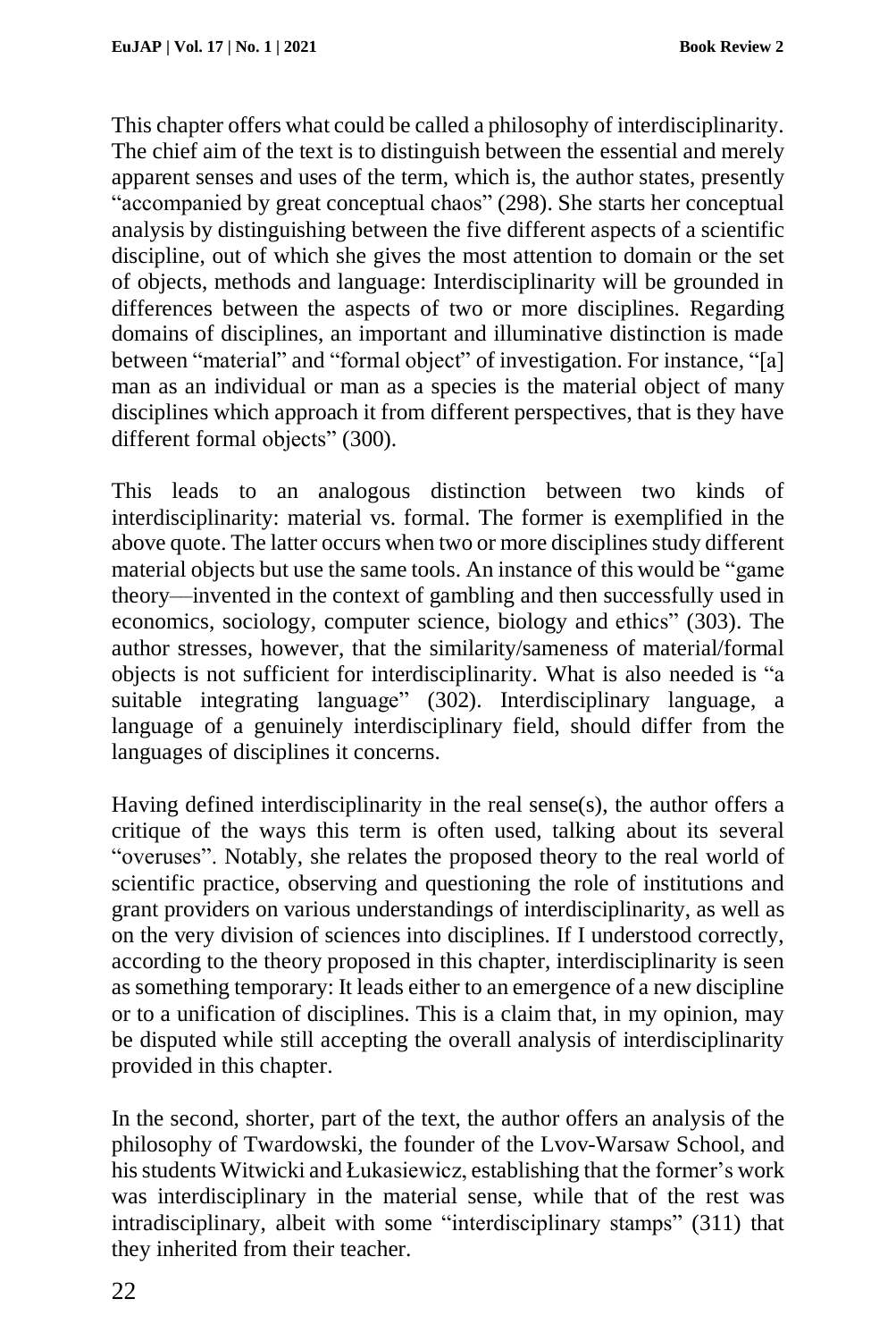This chapter offers what could be called a philosophy of interdisciplinarity. The chief aim of the text is to distinguish between the essential and merely apparent senses and uses of the term, which is, the author states, presently "accompanied by great conceptual chaos" (298). She starts her conceptual analysis by distinguishing between the five different aspects of a scientific discipline, out of which she gives the most attention to domain or the set of objects, methods and language: Interdisciplinarity will be grounded in differences between the aspects of two or more disciplines. Regarding domains of disciplines, an important and illuminative distinction is made between "material" and "formal object" of investigation. For instance, "[a] man as an individual or man as a species is the material object of many disciplines which approach it from different perspectives, that is they have different formal objects" (300).

This leads to an analogous distinction between two kinds of interdisciplinarity: material vs. formal. The former is exemplified in the above quote. The latter occurs when two or more disciplines study different material objects but use the same tools. An instance of this would be "game theory—invented in the context of gambling and then successfully used in economics, sociology, computer science, biology and ethics" (303). The author stresses, however, that the similarity/sameness of material/formal objects is not sufficient for interdisciplinarity. What is also needed is "a suitable integrating language" (302). Interdisciplinary language, a language of a genuinely interdisciplinary field, should differ from the languages of disciplines it concerns.

Having defined interdisciplinarity in the real sense(s), the author offers a critique of the ways this term is often used, talking about its several "overuses". Notably, she relates the proposed theory to the real world of scientific practice, observing and questioning the role of institutions and grant providers on various understandings of interdisciplinarity, as well as on the very division of sciences into disciplines. If I understood correctly, according to the theory proposed in this chapter, interdisciplinarity is seen as something temporary: It leads either to an emergence of a new discipline or to a unification of disciplines. This is a claim that, in my opinion, may be disputed while still accepting the overall analysis of interdisciplinarity provided in this chapter.

In the second, shorter, part of the text, the author offers an analysis of the philosophy of Twardowski, the founder of the Lvov-Warsaw School, and his students Witwicki and Łukasiewicz, establishing that the former's work was interdisciplinary in the material sense, while that of the rest was intradisciplinary, albeit with some "interdisciplinary stamps" (311) that they inherited from their teacher.